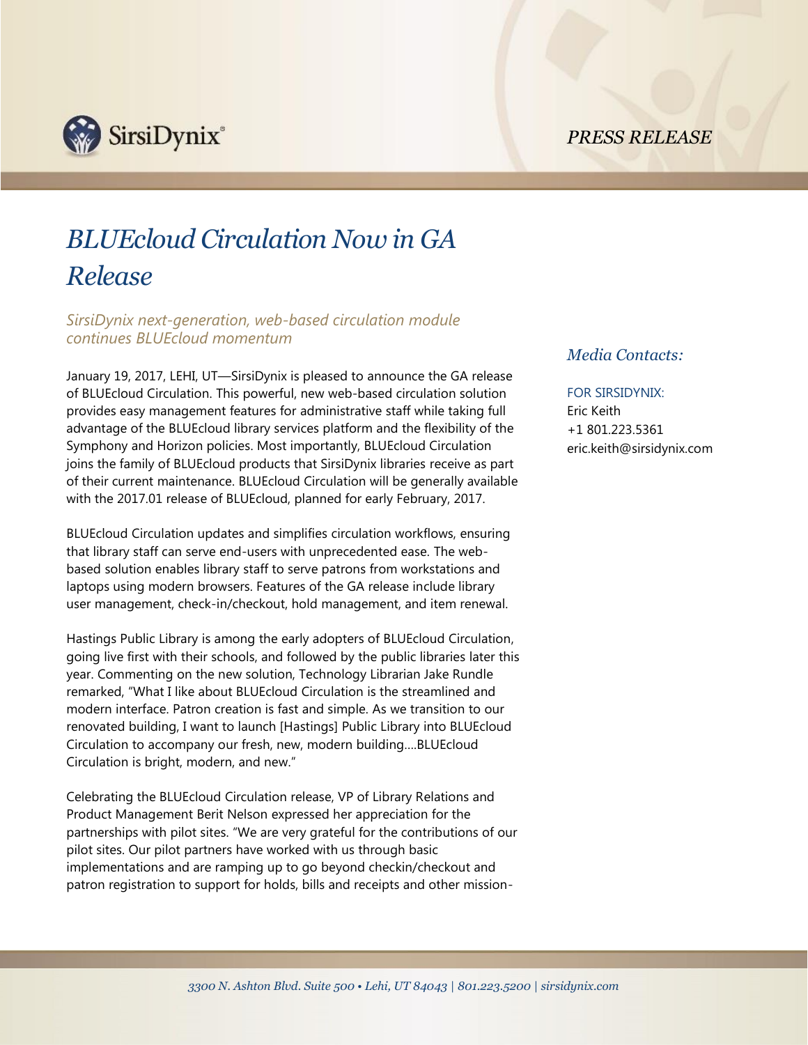SirsiDynix

*PRESS RELEASE*

# *BLUEcloud Circulation Now in GA Release*

## *SirsiDynix next-generation, web-based circulation module continues BLUEcloud momentum*

*Media Contacts:*

FOR SIRSIDYNIX:
Eric Keith
+1 801.223.5361
eric.keith@sirsidynix.com

January 19, 2017, LEHI, UT—SirsiDynix is pleased to announce the GA release of BLUEcloud Circulation. This powerful, new web-based circulation solution provides easy management features for administrative staff while taking full advantage of the BLUEcloud library services platform and the flexibility of the Symphony and Horizon policies. Most importantly, BLUEcloud Circulation joins the family of BLUEcloud products that SirsiDynix libraries receive as part of their current maintenance. BLUEcloud Circulation will be generally available with the 2017.01 release of BLUEcloud, planned for early February, 2017.

BLUEcloud Circulation updates and simplifies circulation workflows, ensuring that library staff can serve end-users with unprecedented ease. The web-based solution enables library staff to serve patrons from workstations and laptops using modern browsers. Features of the GA release include library user management, check-in/checkout, hold management, and item renewal.

Hastings Public Library is among the early adopters of BLUEcloud Circulation, going live first with their schools, and followed by the public libraries later this year. Commenting on the new solution, Technology Librarian Jake Rundle remarked, "What I like about BLUEcloud Circulation is the streamlined and modern interface. Patron creation is fast and simple. As we transition to our renovated building, I want to launch [Hastings] Public Library into BLUEcloud Circulation to accompany our fresh, new, modern building....BLUEcloud Circulation is bright, modern, and new."

Celebrating the BLUEcloud Circulation release, VP of Library Relations and Product Management Berit Nelson expressed her appreciation for the partnerships with pilot sites. "We are very grateful for the contributions of our pilot sites. Our pilot partners have worked with us through basic implementations and are ramping up to go beyond checkin/checkout and patron registration to support for holds, bills and receipts and other mission-

3300 N. Ashton Blvd. Suite 500 • Lehi, UT 84043 | 801.223.5200 | sirsidynix.com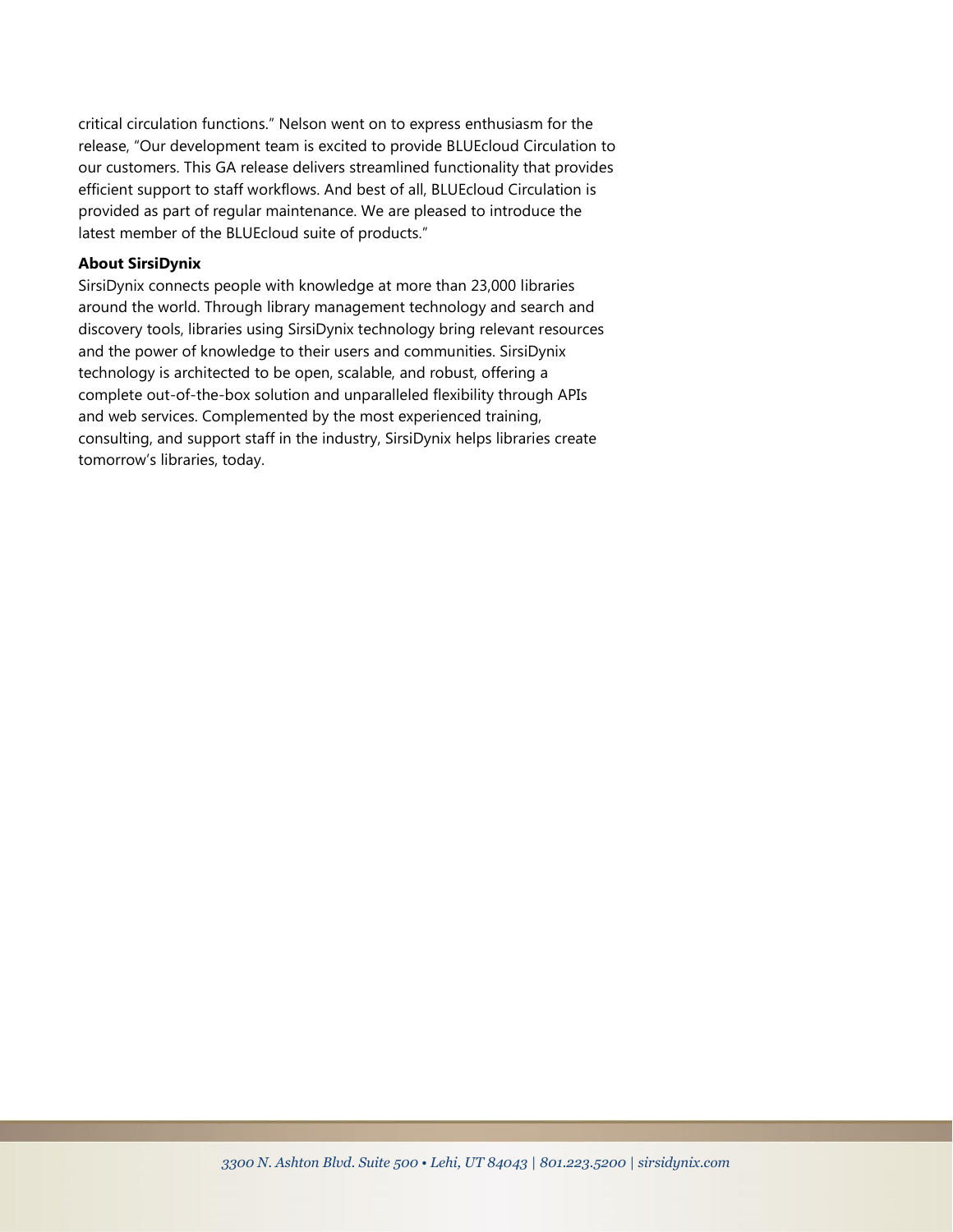critical circulation functions." Nelson went on to express enthusiasm for the release, "Our development team is excited to provide BLUEcloud Circulation to our customers. This GA release delivers streamlined functionality that provides efficient support to staff workflows. And best of all, BLUEcloud Circulation is provided as part of regular maintenance. We are pleased to introduce the latest member of the BLUEcloud suite of products."

**About SirsiDynix**

SirsiDynix connects people with knowledge at more than 23,000 libraries around the world. Through library management technology and search and discovery tools, libraries using SirsiDynix technology bring relevant resources and the power of knowledge to their users and communities. SirsiDynix technology is architected to be open, scalable, and robust, offering a complete out-of-the-box solution and unparalleled flexibility through APIs and web services. Complemented by the most experienced training, consulting, and support staff in the industry, SirsiDynix helps libraries create tomorrow's libraries, today.